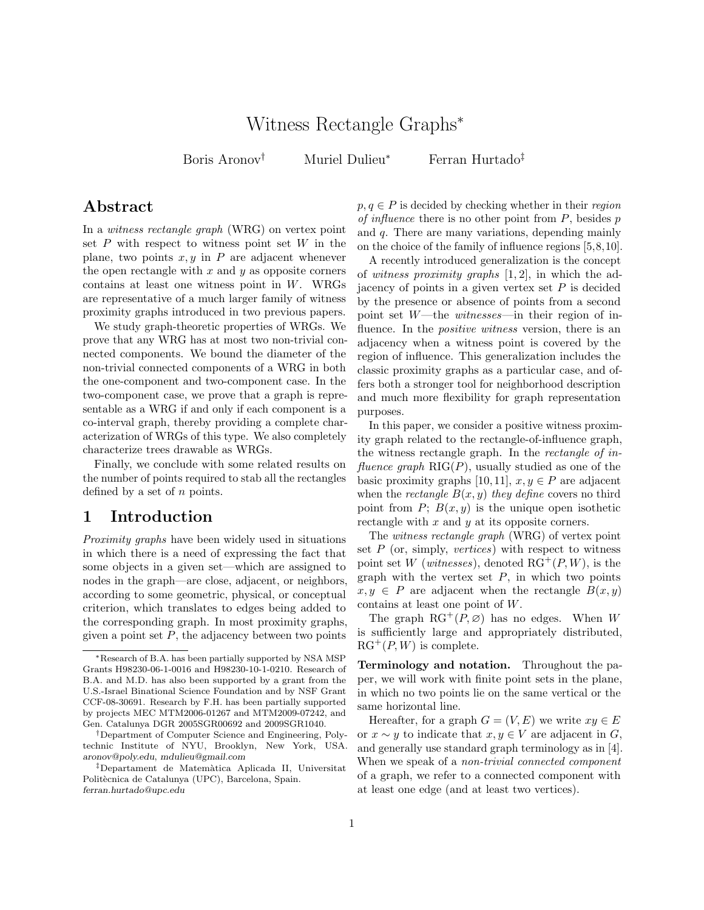# Witness Rectangle Graphs*

Boris Aronov† Muriel Dulieu* Ferran Hurtado‡

## Abstract

In a *witness rectangle graph* (WRG) on vertex point set $P$ with respect to witness point set $W$ in the plane, two points $x, y$ in $P$ are adjacent whenever the open rectangle with $x$ and $y$ as opposite corners contains at least one witness point in $W$. WRGs are representative of a much larger family of witness proximity graphs introduced in two previous papers.

We study graph-theoretic properties of WRGs. We prove that any WRG has at most two non-trivial connected components. We bound the diameter of the non-trivial connected components of a WRG in both the one-component and two-component case. In the two-component case, we prove that a graph is representable as a WRG if and only if each component is a co-interval graph, thereby providing a complete characterization of WRGs of this type. We also completely characterize trees drawable as WRGs.

Finally, we conclude with some related results on the number of points required to stab all the rectangles defined by a set of $n$ points.

## 1 Introduction

*Proximity graphs* have been widely used in situations in which there is a need of expressing the fact that some objects in a given set—which are assigned to nodes in the graph—are close, adjacent, or neighbors, according to some geometric, physical, or conceptual criterion, which translates to edges being added to the corresponding graph. In most proximity graphs, given a point set $P$, the adjacency between two points $p, q \in P$ is decided by checking whether in their *region of influence* there is no other point from $P$, besides $p$ and $q$. There are many variations, depending mainly on the choice of the family of influence regions [5,8,10].

A recently introduced generalization is the concept of *witness proximity graphs* [1, 2], in which the adjacency of points in a given vertex set $P$ is decided by the presence or absence of points from a second point set $W$—the *witnesses*—in their region of influence. In the *positive witness* version, there is an adjacency when a witness point is covered by the region of influence. This generalization includes the classic proximity graphs as a particular case, and offers both a stronger tool for neighborhood description and much more flexibility for graph representation purposes.

In this paper, we consider a positive witness proximity graph related to the rectangle-of-influence graph, the witness rectangle graph. In the *rectangle of influence graph* RIG($P$), usually studied as one of the basic proximity graphs [10,11], $x, y \in P$ are adjacent when the *rectangle* $B(x, y)$ *they define* covers no third point from $P$; $B(x, y)$ is the unique open isothetic rectangle with $x$ and $y$ at its opposite corners.

The *witness rectangle graph* (WRG) of vertex point set $P$ (or, simply, *vertices*) with respect to witness point set $W$ (*witnesses*), denoted $\mathrm{RG}^+(P, W)$, is the graph with the vertex set $P$, in which two points $x, y \in P$ are adjacent when the rectangle $B(x, y)$ contains at least one point of $W$.

The graph $\mathrm{RG}^+(P, \varnothing)$ has no edges. When $W$ is sufficiently large and appropriately distributed, $\mathrm{RG}^+(P, W)$ is complete.

**Terminology and notation.** Throughout the paper, we will work with finite point sets in the plane, in which no two points lie on the same vertical or the same horizontal line.

Hereafter, for a graph $G = (V, E)$ we write $xy \in E$ or $x \sim y$ to indicate that $x, y \in V$ are adjacent in $G$, and generally use standard graph terminology as in [4]. When we speak of a *non-trivial connected component* of a graph, we refer to a connected component with at least one edge (and at least two vertices).

---

*Research of B.A. has been partially supported by NSA MSP Grants H98230-06-1-0016 and H98230-10-1-0210. Research of B.A. and M.D. has also been supported by a grant from the U.S.-Israel Binational Science Foundation and by NSF Grant CCF-08-30691. Research by F.H. has been partially supported by projects MEC MTM2006-01267 and MTM2009-07242, and Gen. Catalunya DGR 2005SGR00692 and 2009SGR1040.

†Department of Computer Science and Engineering, Polytechnic Institute of NYU, Brooklyn, New York, USA. *aronov@poly.edu*, *mdulieu@gmail.com*

‡Departament de Matemàtica Aplicada II, Universitat Politècnica de Catalunya (UPC), Barcelona, Spain. *ferran.hurtado@upc.edu*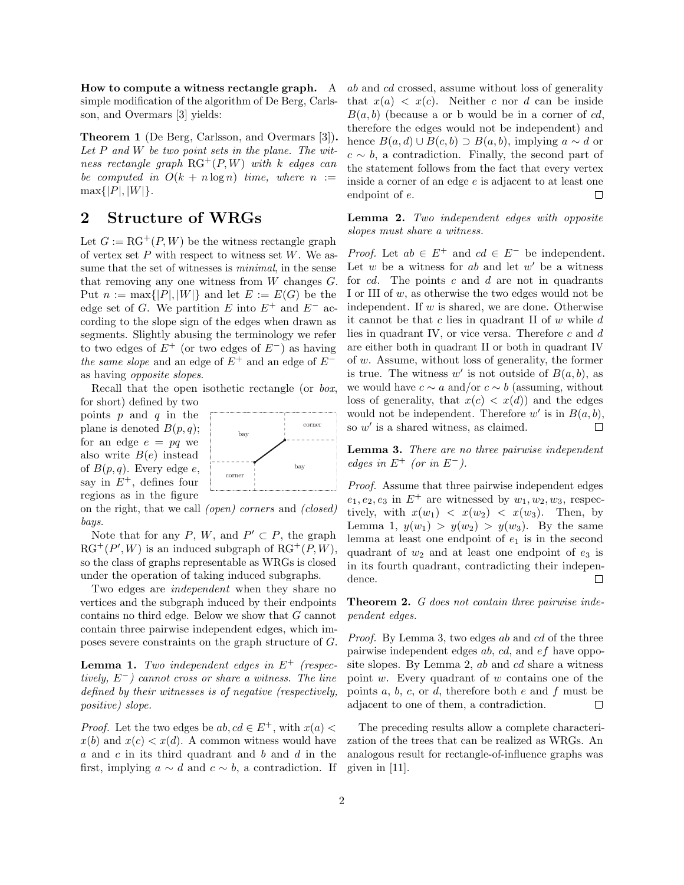**How to compute a witness rectangle graph.** A simple modification of the algorithm of De Berg, Carlsson, and Overmars [3] yields:

**Theorem 1** (De Berg, Carlsson, and Overmars [3]). *Let $P$ and $W$ be two point sets in the plane. The witness rectangle graph $\mathrm{RG}^+(P,W)$ with $k$ edges can be computed in $O(k + n \log n)$ time, where $n := \max\{|P|, |W|\}$.*

## 2 Structure of WRGs

Let $G := \mathrm{RG}^+(P,W)$ be the witness rectangle graph of vertex set $P$ with respect to witness set $W$. We assume that the set of witnesses is *minimal*, in the sense that removing any one witness from $W$ changes $G$. Put $n := \max\{|P|, |W|\}$ and let $E := E(G)$ be the edge set of $G$. We partition $E$ into $E^+$ and $E^-$ according to the slope sign of the edges when drawn as segments. Slightly abusing the terminology we refer to two edges of $E^+$ (or two edges of $E^-$) as having *the same slope* and an edge of $E^+$ and an edge of $E^-$ as having *opposite slopes*.

Recall that the open isothetic rectangle (or *box*, for short) defined by two points $p$ and $q$ in the plane is denoted $B(p,q)$; for an edge $e = pq$ we also write $B(e)$ instead of $B(p,q)$. Every edge $e$, say in $E^+$, defines four regions as in the figure on the right, that we call *(open) corners* and *(closed) bays*.

bay
corner
bay
corner

Note that for any $P$, $W$, and $P' \subset P$, the graph $\mathrm{RG}^+(P',W)$ is an induced subgraph of $\mathrm{RG}^+(P,W)$, so the class of graphs representable as WRGs is closed under the operation of taking induced subgraphs.

Two edges are *independent* when they share no vertices and the subgraph induced by their endpoints contains no third edge. Below we show that $G$ cannot contain three pairwise independent edges, which imposes severe constraints on the graph structure of $G$.

**Lemma 1.** *Two independent edges in $E^+$ (respectively, $E^-$) cannot cross or share a witness. The line defined by their witnesses is of negative (respectively, positive) slope.*

*Proof.* Let the two edges be $ab, cd \in E^+$, with $x(a) < x(b)$ and $x(c) < x(d)$. A common witness would have $a$ and $c$ in its third quadrant and $b$ and $d$ in the first, implying $a \sim d$ and $c \sim b$, a contradiction. If $ab$ and $cd$ crossed, assume without loss of generality that $x(a) < x(c)$. Neither $c$ nor $d$ can be inside $B(a,b)$ (because a or b would be in a corner of $cd$, therefore the edges would not be independent) and hence $B(a,d) \cup B(c,b) \supset B(a,b)$, implying $a \sim d$ or $c \sim b$, a contradiction. Finally, the second part of the statement follows from the fact that every vertex inside a corner of an edge $e$ is adjacent to at least one endpoint of $e$. $\square$

**Lemma 2.** *Two independent edges with opposite slopes must share a witness.*

*Proof.* Let $ab \in E^+$ and $cd \in E^-$ be independent. Let $w$ be a witness for $ab$ and let $w'$ be a witness for $cd$. The points $c$ and $d$ are not in quadrants I or III of $w$, as otherwise the two edges would not be independent. If $w$ is shared, we are done. Otherwise it cannot be that $c$ lies in quadrant II of $w$ while $d$ lies in quadrant IV, or vice versa. Therefore $c$ and $d$ are either both in quadrant II or both in quadrant IV of $w$. Assume, without loss of generality, the former is true. The witness $w'$ is not outside of $B(a,b)$, as we would have $c \sim a$ and/or $c \sim b$ (assuming, without loss of generality, that $x(c) < x(d)$) and the edges would not be independent. Therefore $w'$ is in $B(a,b)$, so $w'$ is a shared witness, as claimed. $\square$

**Lemma 3.** *There are no three pairwise independent edges in $E^+$ (or in $E^-$).*

*Proof.* Assume that three pairwise independent edges $e_1, e_2, e_3$ in $E^+$ are witnessed by $w_1, w_2, w_3$, respectively, with $x(w_1) < x(w_2) < x(w_3)$. Then, by Lemma 1, $y(w_1) > y(w_2) > y(w_3)$. By the same lemma at least one endpoint of $e_1$ is in the second quadrant of $w_2$ and at least one endpoint of $e_3$ is in its fourth quadrant, contradicting their independence. $\square$

**Theorem 2.** *$G$ does not contain three pairwise independent edges.*

*Proof.* By Lemma 3, two edges $ab$ and $cd$ of the three pairwise independent edges $ab$, $cd$, and $ef$ have opposite slopes. By Lemma 2, $ab$ and $cd$ share a witness point $w$. Every quadrant of $w$ contains one of the points $a$, $b$, $c$, or $d$, therefore both $e$ and $f$ must be adjacent to one of them, a contradiction. $\square$

The preceding results allow a complete characterization of the trees that can be realized as WRGs. An analogous result for rectangle-of-influence graphs was given in [11].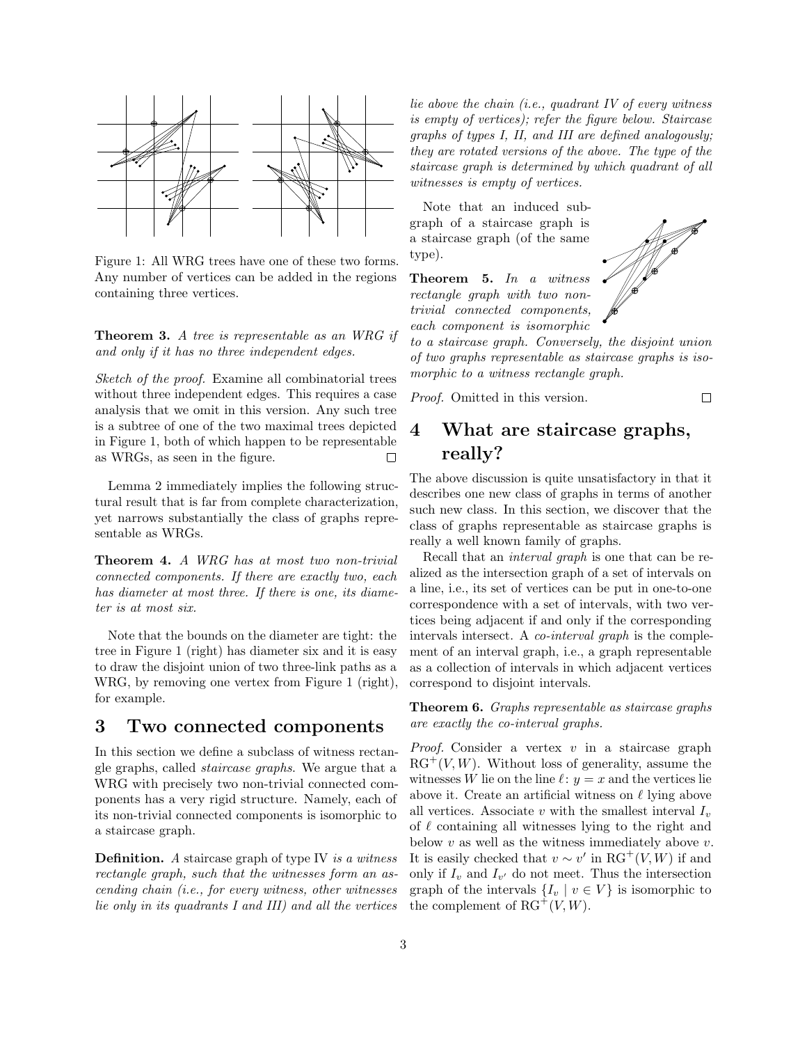Figure 1: All WRG trees have one of these two forms. Any number of vertices can be added in the regions containing three vertices.

**Theorem 3.** *A tree is representable as an WRG if and only if it has no three independent edges.*

*Sketch of the proof.* Examine all combinatorial trees without three independent edges. This requires a case analysis that we omit in this version. Any such tree is a subtree of one of the two maximal trees depicted in Figure 1, both of which happen to be representable as WRGs, as seen in the figure. □

Lemma 2 immediately implies the following structural result that is far from complete characterization, yet narrows substantially the class of graphs representable as WRGs.

**Theorem 4.** *A WRG has at most two non-trivial connected components. If there are exactly two, each has diameter at most three. If there is one, its diameter is at most six.*

Note that the bounds on the diameter are tight: the tree in Figure 1 (right) has diameter six and it is easy to draw the disjoint union of two three-link paths as a WRG, by removing one vertex from Figure 1 (right), for example.

## 3 Two connected components

In this section we define a subclass of witness rectangle graphs, called *staircase graphs.* We argue that a WRG with precisely two non-trivial connected components has a very rigid structure. Namely, each of its non-trivial connected components is isomorphic to a staircase graph.

**Definition.** A staircase graph of type IV *is a witness rectangle graph, such that the witnesses form an ascending chain (i.e., for every witness, other witnesses lie only in its quadrants I and III) and all the vertices lie above the chain (i.e., quadrant IV of every witness is empty of vertices); refer the figure below. Staircase graphs of types I, II, and III are defined analogously; they are rotated versions of the above. The type of the staircase graph is determined by which quadrant of all witnesses is empty of vertices.*

Note that an induced subgraph of a staircase graph is a staircase graph (of the same type).

**Theorem 5.** *In a witness rectangle graph with two non-trivial connected components, each component is isomorphic to a staircase graph. Conversely, the disjoint union of two graphs representable as staircase graphs is isomorphic to a witness rectangle graph.*

*Proof.* Omitted in this version. □

## 4 What are staircase graphs, really?

The above discussion is quite unsatisfactory in that it describes one new class of graphs in terms of another such new class. In this section, we discover that the class of graphs representable as staircase graphs is really a well known family of graphs.

Recall that an *interval graph* is one that can be realized as the intersection graph of a set of intervals on a line, i.e., its set of vertices can be put in one-to-one correspondence with a set of intervals, with two vertices being adjacent if and only if the corresponding intervals intersect. A *co-interval graph* is the complement of an interval graph, i.e., a graph representable as a collection of intervals in which adjacent vertices correspond to disjoint intervals.

**Theorem 6.** *Graphs representable as staircase graphs are exactly the co-interval graphs.*

*Proof.* Consider a vertex $v$ in a staircase graph $\mathrm{RG}^+(V, W)$. Without loss of generality, assume the witnesses $W$ lie on the line $\ell\colon y = x$ and the vertices lie above it. Create an artificial witness on $\ell$ lying above all vertices. Associate $v$ with the smallest interval $I_v$ of $\ell$ containing all witnesses lying to the right and below $v$ as well as the witness immediately above $v$. It is easily checked that $v \sim v'$ in $\mathrm{RG}^+(V, W)$ if and only if $I_v$ and $I_{v'}$ do not meet. Thus the intersection graph of the intervals $\{I_v \mid v \in V\}$ is isomorphic to the complement of $\mathrm{RG}^+(V, W)$.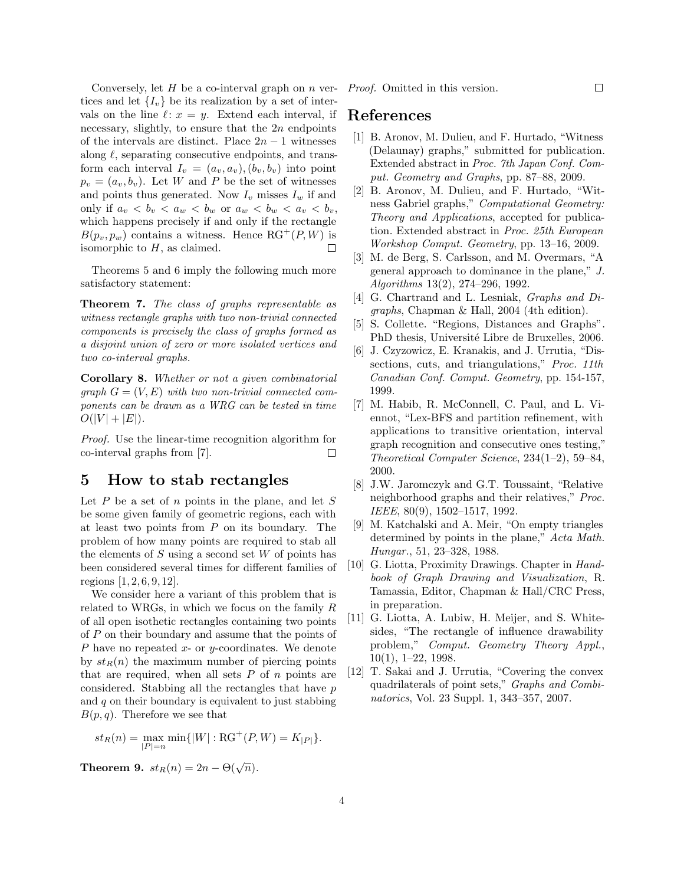Conversely, let $H$ be a co-interval graph on $n$ vertices and let $\{I_v\}$ be its realization by a set of intervals on the line $\ell\colon x = y$. Extend each interval, if necessary, slightly, to ensure that the $2n$ endpoints of the intervals are distinct. Place $2n - 1$ witnesses along $\ell$, separating consecutive endpoints, and transform each interval $I_v = (a_v, a_v), (b_v, b_v)$ into point $p_v = (a_v, b_v)$. Let $W$ and $P$ be the set of witnesses and points thus generated. Now $I_v$ misses $I_w$ if and only if $a_v < b_v < a_w < b_w$ or $a_w < b_w < a_v < b_v$, which happens precisely if and only if the rectangle $B(p_v, p_w)$ contains a witness. Hence $\mathrm{RG}^+(P, W)$ is isomorphic to $H$, as claimed. □

Theorems 5 and 6 imply the following much more satisfactory statement:

**Theorem 7.** *The class of graphs representable as witness rectangle graphs with two non-trivial connected components is precisely the class of graphs formed as a disjoint union of zero or more isolated vertices and two co-interval graphs.*

**Corollary 8.** *Whether or not a given combinatorial graph $G = (V, E)$ with two non-trivial connected components can be drawn as a WRG can be tested in time $O(|V| + |E|)$.*

*Proof.* Use the linear-time recognition algorithm for co-interval graphs from [7]. □

## 5 How to stab rectangles

Let $P$ be a set of $n$ points in the plane, and let $S$ be some given family of geometric regions, each with at least two points from $P$ on its boundary. The problem of how many points are required to stab all the elements of $S$ using a second set $W$ of points has been considered several times for different families of regions [1, 2, 6, 9, 12].

We consider here a variant of this problem that is related to WRGs, in which we focus on the family $R$ of all open isothetic rectangles containing two points of $P$ on their boundary and assume that the points of $P$ have no repeated $x$- or $y$-coordinates. We denote by $st_R(n)$ the maximum number of piercing points that are required, when all sets $P$ of $n$ points are considered. Stabbing all the rectangles that have $p$ and $q$ on their boundary is equivalent to just stabbing $B(p, q)$. Therefore we see that

$$st_R(n) = \max_{|P|=n} \min\{|W| : \mathrm{RG}^+(P, W) = K_{|P|}\}.$$

**Theorem 9.** $st_R(n) = 2n - \Theta(\sqrt{n})$.

*Proof.* Omitted in this version. □

## References

[1] B. Aronov, M. Dulieu, and F. Hurtado, "Witness (Delaunay) graphs," submitted for publication. Extended abstract in *Proc. 7th Japan Conf. Comput. Geometry and Graphs*, pp. 87–88, 2009.

[2] B. Aronov, M. Dulieu, and F. Hurtado, "Witness Gabriel graphs," *Computational Geometry: Theory and Applications*, accepted for publication. Extended abstract in *Proc. 25th European Workshop Comput. Geometry*, pp. 13–16, 2009.

[3] M. de Berg, S. Carlsson, and M. Overmars, "A general approach to dominance in the plane," *J. Algorithms* 13(2), 274–296, 1992.

[4] G. Chartrand and L. Lesniak, *Graphs and Digraphs*, Chapman & Hall, 2004 (4th edition).

[5] S. Collette. "Regions, Distances and Graphs". PhD thesis, Université Libre de Bruxelles, 2006.

[6] J. Czyzowicz, E. Kranakis, and J. Urrutia, "Dissections, cuts, and triangulations," *Proc. 11th Canadian Conf. Comput. Geometry*, pp. 154-157, 1999.

[7] M. Habib, R. McConnell, C. Paul, and L. Viennot, "Lex-BFS and partition refinement, with applications to transitive orientation, interval graph recognition and consecutive ones testing," *Theoretical Computer Science*, 234(1–2), 59–84, 2000.

[8] J.W. Jaromczyk and G.T. Toussaint, "Relative neighborhood graphs and their relatives," *Proc. IEEE*, 80(9), 1502–1517, 1992.

[9] M. Katchalski and A. Meir, "On empty triangles determined by points in the plane," *Acta Math. Hungar.*, 51, 23–328, 1988.

[10] G. Liotta, Proximity Drawings. Chapter in *Handbook of Graph Drawing and Visualization*, R. Tamassia, Editor, Chapman & Hall/CRC Press, in preparation.

[11] G. Liotta, A. Lubiw, H. Meijer, and S. Whitesides, "The rectangle of influence drawability problem," *Comput. Geometry Theory Appl.*, 10(1), 1–22, 1998.

[12] T. Sakai and J. Urrutia, "Covering the convex quadrilaterals of point sets," *Graphs and Combinatorics*, Vol. 23 Suppl. 1, 343–357, 2007.